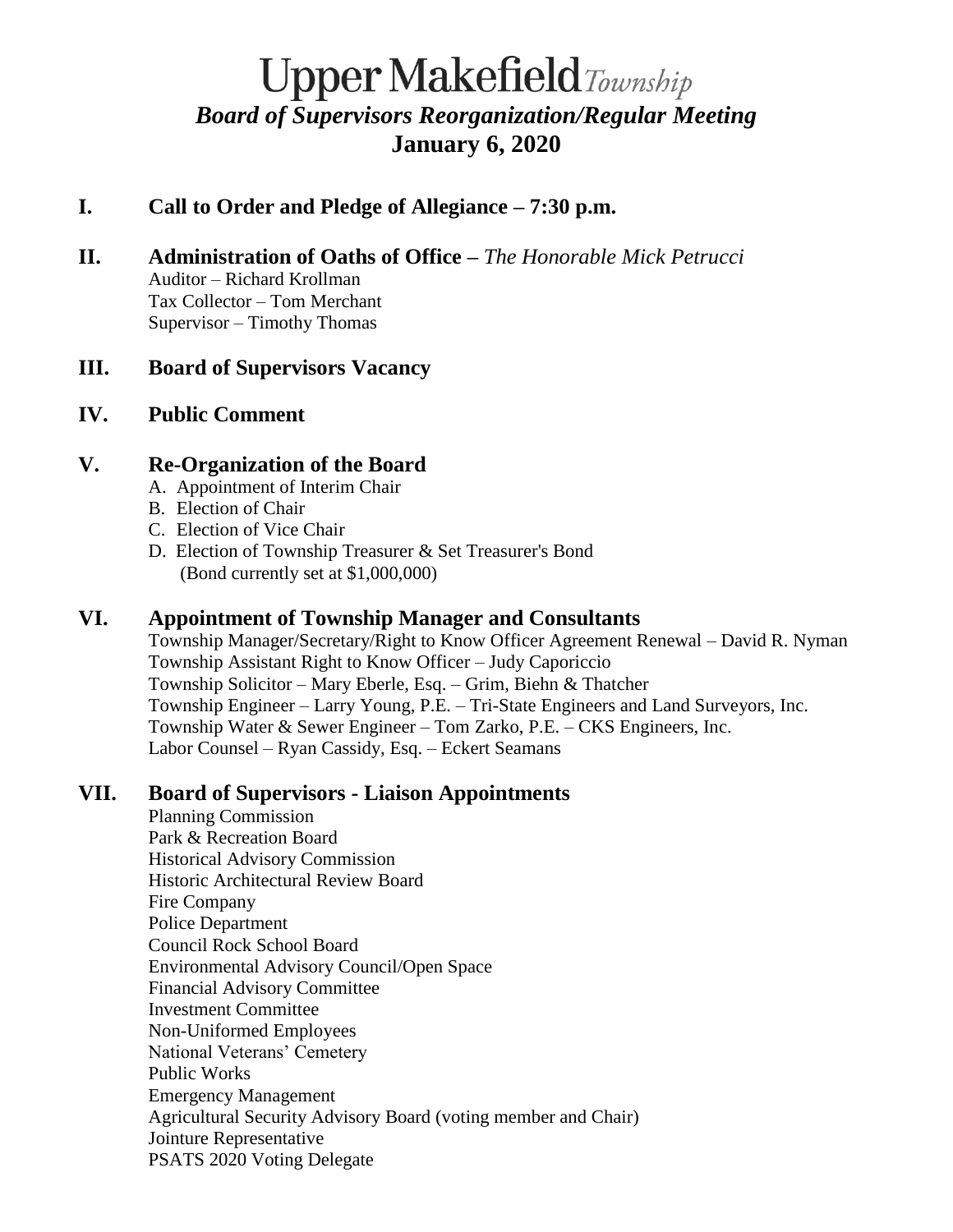# Upper Makefield *Township*

## *Board of Supervisors Reorganization/Regular Meeting*

## January 6, 2020

### I. Call to Order and Pledge of Allegiance – 7:30 p.m.

### II. Administration of Oaths of Office – *The Honorable Mick Petrucci*

Auditor – Richard Krollman
Tax Collector – Tom Merchant
Supervisor – Timothy Thomas

### III. Board of Supervisors Vacancy

### IV. Public Comment

### V. Re-Organization of the Board

A. Appointment of Interim Chair
B. Election of Chair
C. Election of Vice Chair
D. Election of Township Treasurer & Set Treasurer's Bond
(Bond currently set at $1,000,000)

### VI. Appointment of Township Manager and Consultants

Township Manager/Secretary/Right to Know Officer Agreement Renewal – David R. Nyman
Township Assistant Right to Know Officer – Judy Caporiccio
Township Solicitor – Mary Eberle, Esq. – Grim, Biehn & Thatcher
Township Engineer – Larry Young, P.E. – Tri-State Engineers and Land Surveyors, Inc.
Township Water & Sewer Engineer – Tom Zarko, P.E. – CKS Engineers, Inc.
Labor Counsel – Ryan Cassidy, Esq. – Eckert Seamans

### VII. Board of Supervisors - Liaison Appointments

Planning Commission
Park & Recreation Board
Historical Advisory Commission
Historic Architectural Review Board
Fire Company
Police Department
Council Rock School Board
Environmental Advisory Council/Open Space
Financial Advisory Committee
Investment Committee
Non-Uniformed Employees
National Veterans' Cemetery
Public Works
Emergency Management
Agricultural Security Advisory Board (voting member and Chair)
Jointure Representative
PSATS 2020 Voting Delegate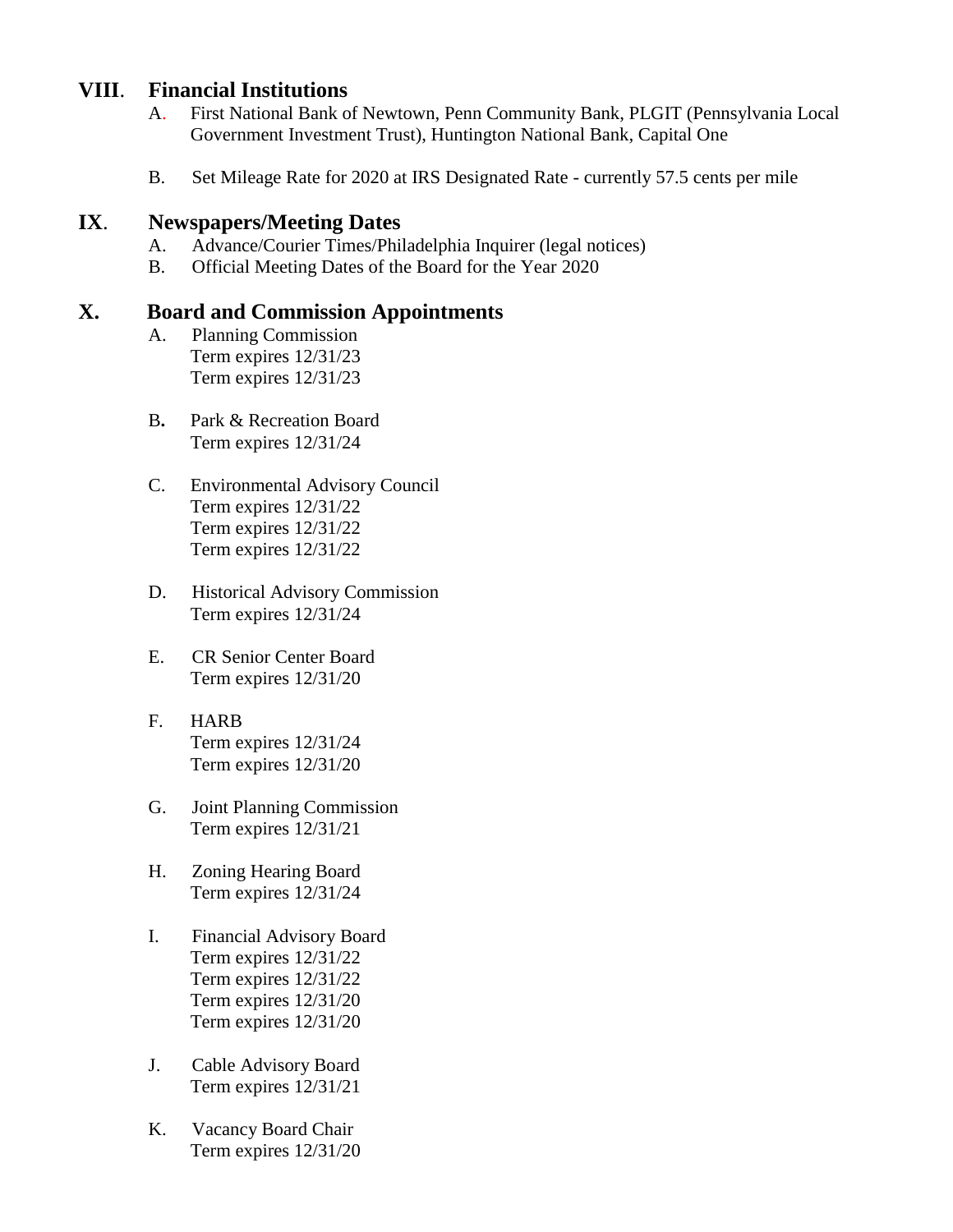## VIII. Financial Institutions

A. First National Bank of Newtown, Penn Community Bank, PLGIT (Pennsylvania Local Government Investment Trust), Huntington National Bank, Capital One

B. Set Mileage Rate for 2020 at IRS Designated Rate - currently 57.5 cents per mile

## IX. Newspapers/Meeting Dates

A. Advance/Courier Times/Philadelphia Inquirer (legal notices)
B. Official Meeting Dates of the Board for the Year 2020

## X. Board and Commission Appointments

A. Planning Commission
Term expires 12/31/23
Term expires 12/31/23

B. Park & Recreation Board
Term expires 12/31/24

C. Environmental Advisory Council
Term expires 12/31/22
Term expires 12/31/22
Term expires 12/31/22

D. Historical Advisory Commission
Term expires 12/31/24

E. CR Senior Center Board
Term expires 12/31/20

F. HARB
Term expires 12/31/24
Term expires 12/31/20

G. Joint Planning Commission
Term expires 12/31/21

H. Zoning Hearing Board
Term expires 12/31/24

I. Financial Advisory Board
Term expires 12/31/22
Term expires 12/31/22
Term expires 12/31/20
Term expires 12/31/20

J. Cable Advisory Board
Term expires 12/31/21

K. Vacancy Board Chair
Term expires 12/31/20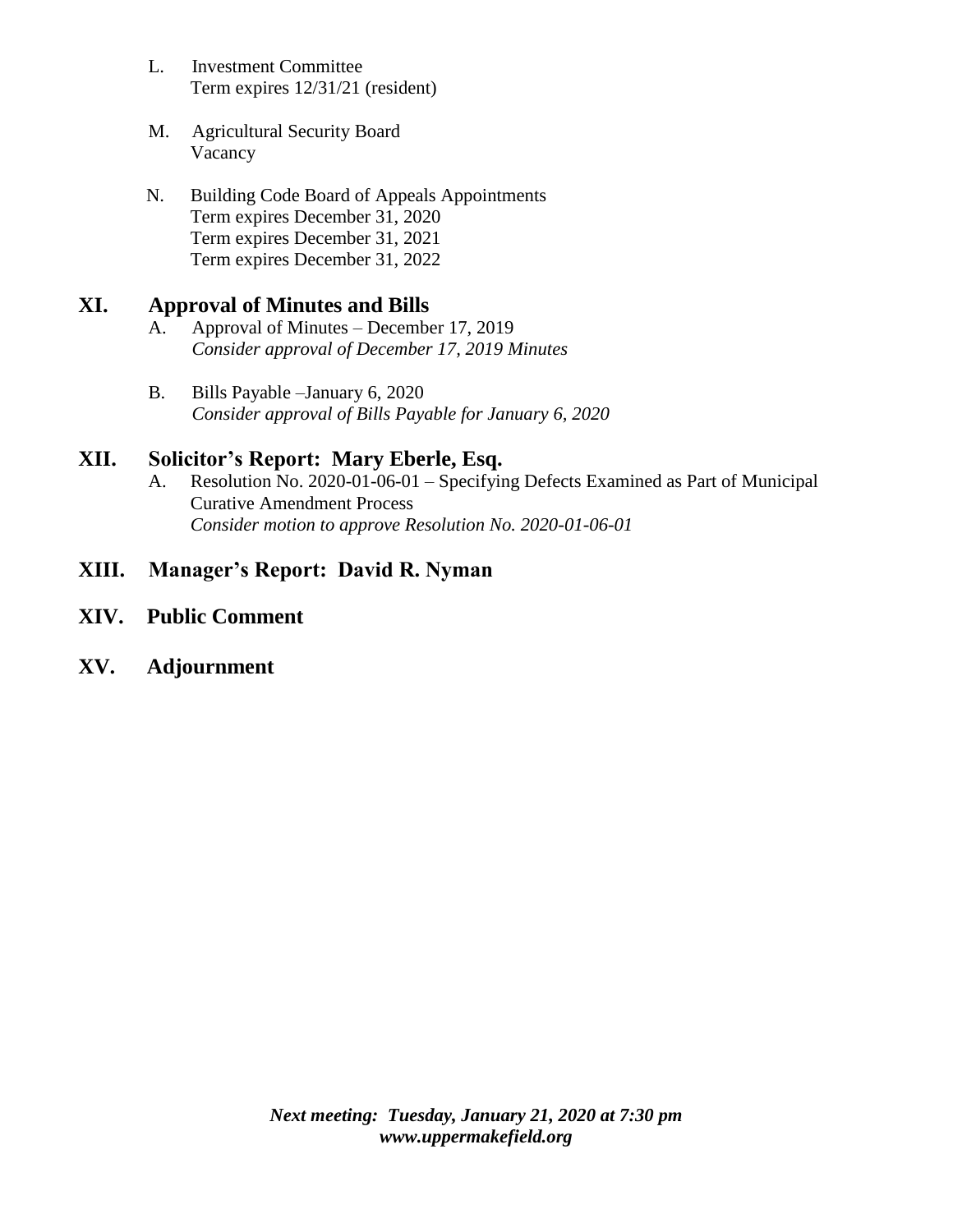L. Investment Committee
Term expires 12/31/21 (resident)

M. Agricultural Security Board
Vacancy

N. Building Code Board of Appeals Appointments
Term expires December 31, 2020
Term expires December 31, 2021
Term expires December 31, 2022

## XI. Approval of Minutes and Bills

A. Approval of Minutes – December 17, 2019
*Consider approval of December 17, 2019 Minutes*

B. Bills Payable –January 6, 2020
*Consider approval of Bills Payable for January 6, 2020*

## XII. Solicitor's Report: Mary Eberle, Esq.

A. Resolution No. 2020-01-06-01 – Specifying Defects Examined as Part of Municipal Curative Amendment Process
*Consider motion to approve Resolution No. 2020-01-06-01*

## XIII. Manager's Report: David R. Nyman

## XIV. Public Comment

## XV. Adjournment

***Next meeting: Tuesday, January 21, 2020 at 7:30 pm***
***www.uppermakefield.org***